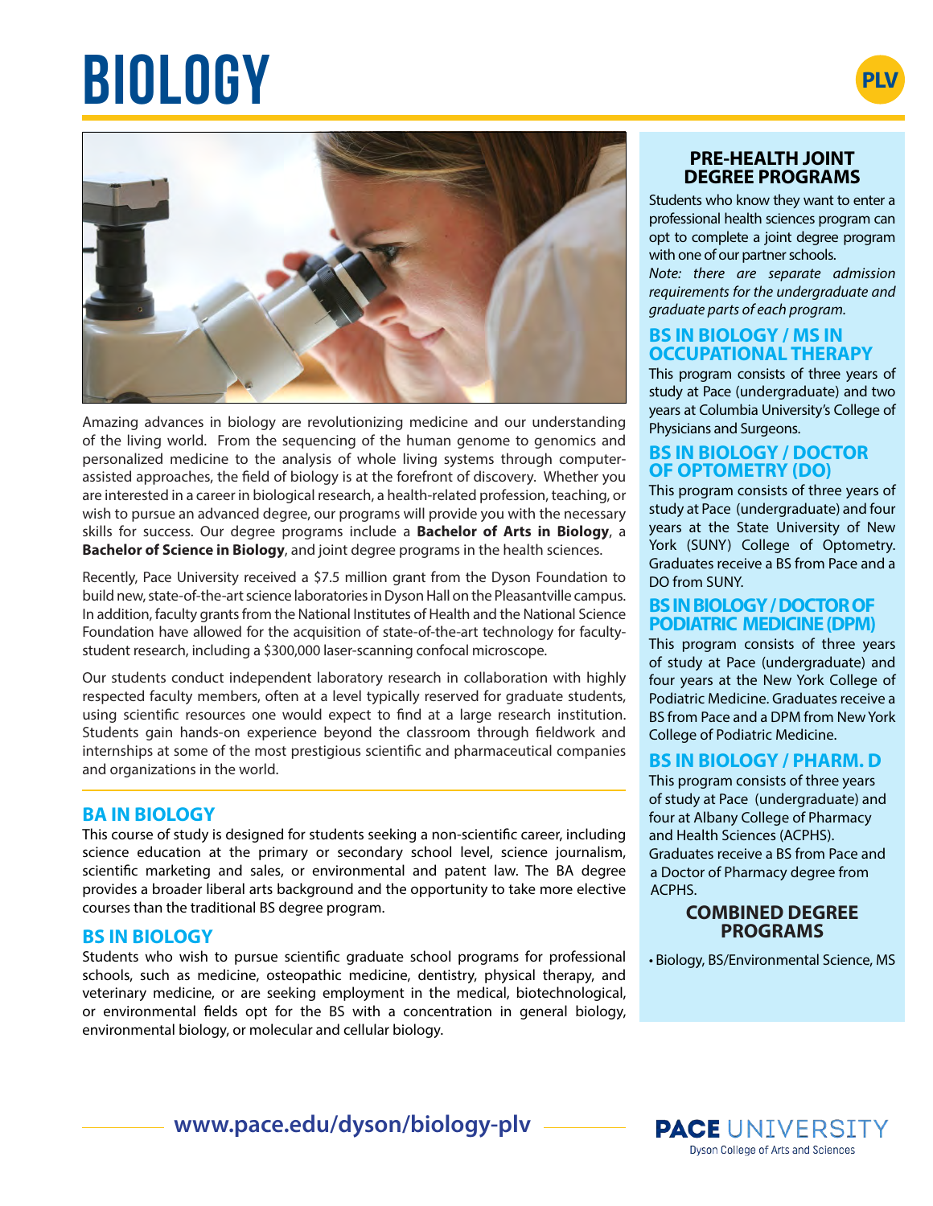# BIOLOGY

PLV

Amazing advances in biology are revolutionizing medicine and our understanding of the living world. From the sequencing of the human genome to genomics and personalized medicine to the analysis of whole living systems through computer-assisted approaches, the field of biology is at the forefront of discovery. Whether you are interested in a career in biological research, a health-related profession, teaching, or wish to pursue an advanced degree, our programs will provide you with the necessary skills for success. Our degree programs include a **Bachelor of Arts in Biology**, a **Bachelor of Science in Biology**, and joint degree programs in the health sciences.

Recently, Pace University received a $7.5 million grant from the Dyson Foundation to build new, state-of-the-art science laboratories in Dyson Hall on the Pleasantville campus. In addition, faculty grants from the National Institutes of Health and the National Science Foundation have allowed for the acquisition of state-of-the-art technology for faculty-student research, including a $300,000 laser-scanning confocal microscope.

Our students conduct independent laboratory research in collaboration with highly respected faculty members, often at a level typically reserved for graduate students, using scientific resources one would expect to find at a large research institution. Students gain hands-on experience beyond the classroom through fieldwork and internships at some of the most prestigious scientific and pharmaceutical companies and organizations in the world.

## BA IN BIOLOGY

This course of study is designed for students seeking a non-scientific career, including science education at the primary or secondary school level, science journalism, scientific marketing and sales, or environmental and patent law. The BA degree provides a broader liberal arts background and the opportunity to take more elective courses than the traditional BS degree program.

## BS IN BIOLOGY

Students who wish to pursue scientific graduate school programs for professional schools, such as medicine, osteopathic medicine, dentistry, physical therapy, and veterinary medicine, or are seeking employment in the medical, biotechnological, or environmental fields opt for the BS with a concentration in general biology, environmental biology, or molecular and cellular biology.

## PRE-HEALTH JOINT DEGREE PROGRAMS

Students who know they want to enter a professional health sciences program can opt to complete a joint degree program with one of our partner schools.

*Note: there are separate admission requirements for the undergraduate and graduate parts of each program.*

### BS IN BIOLOGY / MS IN OCCUPATIONAL THERAPY

This program consists of three years of study at Pace (undergraduate) and two years at Columbia University's College of Physicians and Surgeons.

### BS IN BIOLOGY / DOCTOR OF OPTOMETRY (DO)

This program consists of three years of study at Pace (undergraduate) and four years at the State University of New York (SUNY) College of Optometry. Graduates receive a BS from Pace and a DO from SUNY.

### BS IN BIOLOGY / DOCTOR OF PODIATRIC MEDICINE (DPM)

This program consists of three years of study at Pace (undergraduate) and four years at the New York College of Podiatric Medicine. Graduates receive a BS from Pace and a DPM from New York College of Podiatric Medicine.

### BS IN BIOLOGY / PHARM. D

This program consists of three years of study at Pace (undergraduate) and four at Albany College of Pharmacy and Health Sciences (ACPHS). Graduates receive a BS from Pace and a Doctor of Pharmacy degree from ACPHS.

## COMBINED DEGREE PROGRAMS

- Biology, BS/Environmental Science, MS

www.pace.edu/dyson/biology-plv

PACE UNIVERSITY
Dyson College of Arts and Sciences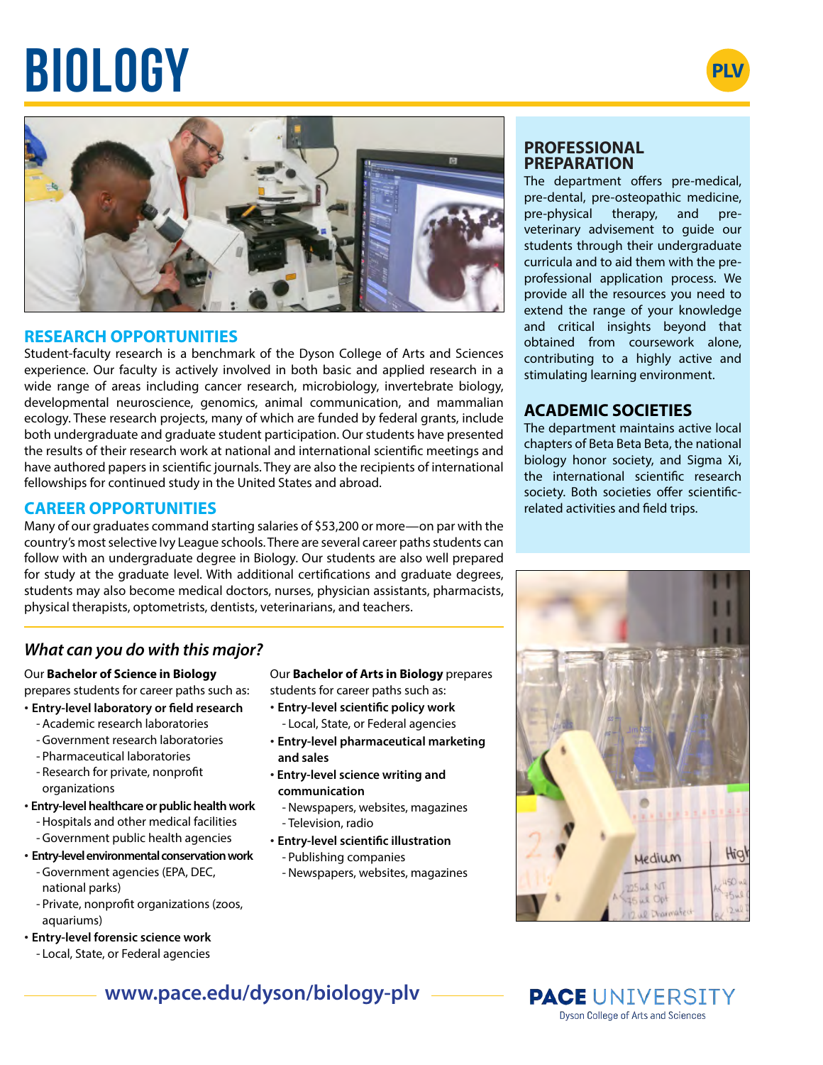# BIOLOGY

PLV

## RESEARCH OPPORTUNITIES

Student-faculty research is a benchmark of the Dyson College of Arts and Sciences experience. Our faculty is actively involved in both basic and applied research in a wide range of areas including cancer research, microbiology, invertebrate biology, developmental neuroscience, genomics, animal communication, and mammalian ecology. These research projects, many of which are funded by federal grants, include both undergraduate and graduate student participation. Our students have presented the results of their research work at national and international scientific meetings and have authored papers in scientific journals. They are also the recipients of international fellowships for continued study in the United States and abroad.

## CAREER OPPORTUNITIES

Many of our graduates command starting salaries of $53,200 or more—on par with the country's most selective Ivy League schools. There are several career paths students can follow with an undergraduate degree in Biology. Our students are also well prepared for study at the graduate level. With additional certifications and graduate degrees, students may also become medical doctors, nurses, physician assistants, pharmacists, physical therapists, optometrists, dentists, veterinarians, and teachers.

## PROFESSIONAL PREPARATION

The department offers pre-medical, pre-dental, pre-osteopathic medicine, pre-physical therapy, and pre-veterinary advisement to guide our students through their undergraduate curricula and to aid them with the pre-professional application process. We provide all the resources you need to extend the range of your knowledge and critical insights beyond that obtained from coursework alone, contributing to a highly active and stimulating learning environment.

## ACADEMIC SOCIETIES

The department maintains active local chapters of Beta Beta Beta, the national biology honor society, and Sigma Xi, the international scientific research society. Both societies offer scientific-related activities and field trips.

### *What can you do with this major?*

Our **Bachelor of Science in Biology** prepares students for career paths such as:

- **Entry-level laboratory or field research**
  - Academic research laboratories
  - Government research laboratories
  - Pharmaceutical laboratories
  - Research for private, nonprofit organizations
- **Entry-level healthcare or public health work**
  - Hospitals and other medical facilities
  - Government public health agencies
- **Entry-level environmental conservation work**
  - Government agencies (EPA, DEC, national parks)
  - Private, nonprofit organizations (zoos, aquariums)
- **Entry-level forensic science work**
  - Local, State, or Federal agencies

Our **Bachelor of Arts in Biology** prepares students for career paths such as:

- **Entry-level scientific policy work**
  - Local, State, or Federal agencies
- **Entry-level pharmaceutical marketing and sales**
- **Entry-level science writing and communication**
  - Newspapers, websites, magazines
  - Television, radio
- **Entry-level scientific illustration**
  - Publishing companies
  - Newspapers, websites, magazines

**www.pace.edu/dyson/biology-plv**

PACE UNIVERSITY
Dyson College of Arts and Sciences